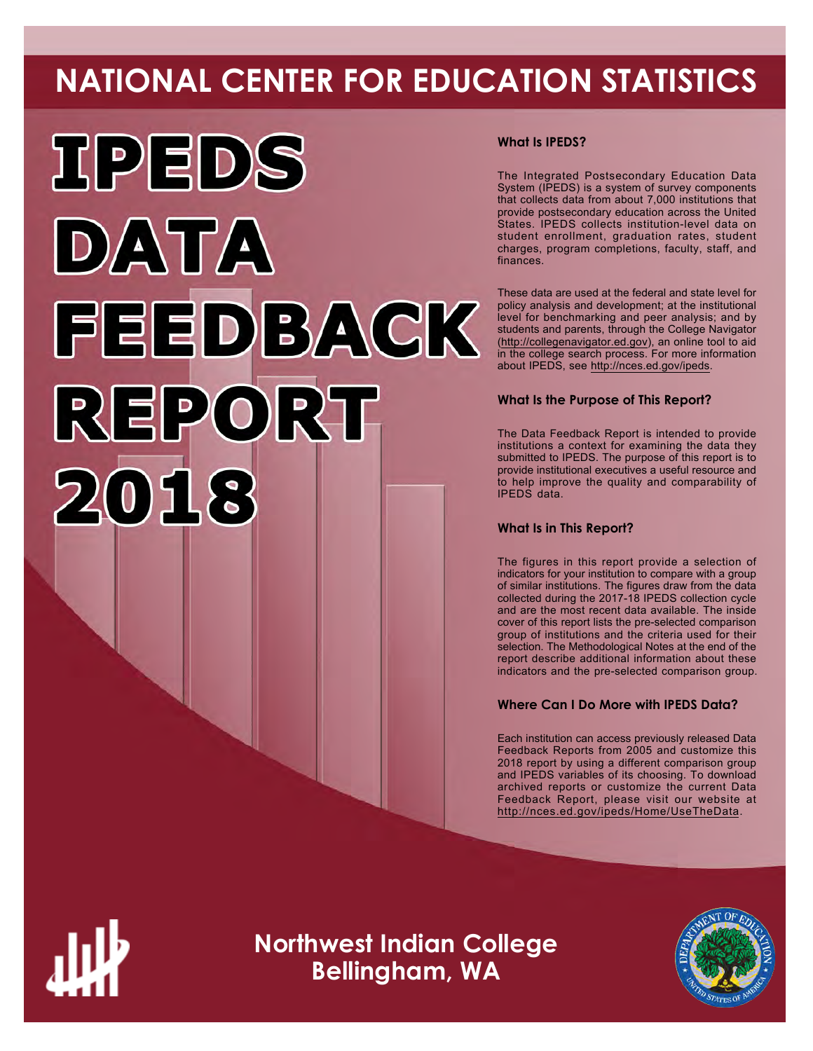# NATIONAL CENTER FOR EDUCATION STATISTICS

# IPEDS DATA FEEDBACK REPORT 2018

### What Is IPEDS?

The Integrated Postsecondary Education Data System (IPEDS) is a system of survey components that collects data from about 7,000 institutions that provide postsecondary education across the United States. IPEDS collects institution-level data on student enrollment, graduation rates, student charges, program completions, faculty, staff, and finances.

These data are used at the federal and state level for policy analysis and development; at the institutional level for benchmarking and peer analysis; and by students and parents, through the College Navigator (http://collegenavigator.ed.gov), an online tool to aid in the college search process. For more information about IPEDS, see http://nces.ed.gov/ipeds.

### What Is the Purpose of This Report?

The Data Feedback Report is intended to provide institutions a context for examining the data they submitted to IPEDS. The purpose of this report is to provide institutional executives a useful resource and to help improve the quality and comparability of IPEDS data.

### What Is in This Report?

The figures in this report provide a selection of indicators for your institution to compare with a group of similar institutions. The figures draw from the data collected during the 2017-18 IPEDS collection cycle and are the most recent data available. The inside cover of this report lists the pre-selected comparison group of institutions and the criteria used for their selection. The Methodological Notes at the end of the report describe additional information about these indicators and the pre-selected comparison group.

### Where Can I Do More with IPEDS Data?

Each institution can access previously released Data Feedback Reports from 2005 and customize this 2018 report by using a different comparison group and IPEDS variables of its choosing. To download archived reports or customize the current Data Feedback Report, please visit our website at http://nces.ed.gov/ipeds/Home/UseTheData.

## Northwest Indian College
## Bellingham, WA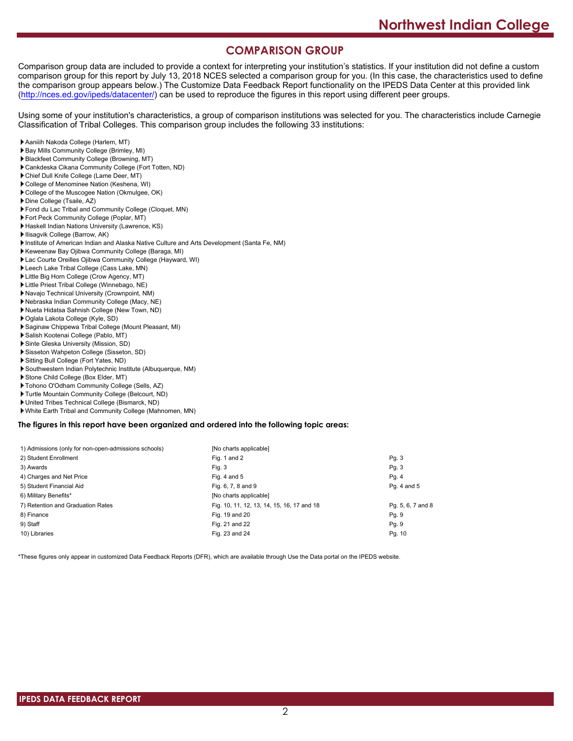## COMPARISON GROUP

Comparison group data are included to provide a context for interpreting your institution's statistics. If your institution did not define a custom comparison group for this report by July 13, 2018 NCES selected a comparison group for you. (In this case, the characteristics used to define the comparison group appears below.) The Customize Data Feedback Report functionality on the IPEDS Data Center at this provided link (http://nces.ed.gov/ipeds/datacenter/) can be used to reproduce the figures in this report using different peer groups.

Using some of your institution's characteristics, a group of comparison institutions was selected for you. The characteristics include Carnegie Classification of Tribal Colleges. This comparison group includes the following 33 institutions:

- Aaniiih Nakoda College (Harlem, MT)
- Bay Mills Community College (Brimley, MI)
- Blackfeet Community College (Browning, MT)
- Cankdeska Cikana Community College (Fort Totten, ND)
- Chief Dull Knife College (Lame Deer, MT)
- College of Menominee Nation (Keshena, WI)
- College of the Muscogee Nation (Okmulgee, OK)
- Dine College (Tsaile, AZ)
- Fond du Lac Tribal and Community College (Cloquet, MN)
- Fort Peck Community College (Poplar, MT)
- Haskell Indian Nations University (Lawrence, KS)
- Ilisagvik College (Barrow, AK)
- Institute of American Indian and Alaska Native Culture and Arts Development (Santa Fe, NM)
- Keweenaw Bay Ojibwa Community College (Baraga, MI)
- Lac Courte Oreilles Ojibwa Community College (Hayward, WI)
- Leech Lake Tribal College (Cass Lake, MN)
- Little Big Horn College (Crow Agency, MT)
- Little Priest Tribal College (Winnebago, NE)
- Navajo Technical University (Crownpoint, NM)
- Nebraska Indian Community College (Macy, NE)
- Nueta Hidatsa Sahnish College (New Town, ND)
- Oglala Lakota College (Kyle, SD)
- Saginaw Chippewa Tribal College (Mount Pleasant, MI)
- Salish Kootenai College (Pablo, MT)
- Sinte Gleska University (Mission, SD)
- Sisseton Wahpeton College (Sisseton, SD)
- Sitting Bull College (Fort Yates, ND)
- Southwestern Indian Polytechnic Institute (Albuquerque, NM)
- Stone Child College (Box Elder, MT)
- Tohono O'Odham Community College (Sells, AZ)
- Turtle Mountain Community College (Belcourt, ND)
- United Tribes Technical College (Bismarck, ND)
- White Earth Tribal and Community College (Mahnomen, MN)

**The figures in this report have been organized and ordered into the following topic areas:**

| Topic area | Figures | Pages |
|---|---|---|
| 1) Admissions (only for non-open-admissions schools) | [No charts applicable] | |
| 2) Student Enrollment | Fig. 1 and 2 | Pg. 3 |
| 3) Awards | Fig. 3 | Pg. 3 |
| 4) Charges and Net Price | Fig. 4 and 5 | Pg. 4 |
| 5) Student Financial Aid | Fig. 6, 7, 8 and 9 | Pg. 4 and 5 |
| 6) Military Benefits* | [No charts applicable] | |
| 7) Retention and Graduation Rates | Fig. 10, 11, 12, 13, 14, 15, 16, 17 and 18 | Pg. 5, 6, 7 and 8 |
| 8) Finance | Fig. 19 and 20 | Pg. 9 |
| 9) Staff | Fig. 21 and 22 | Pg. 9 |
| 10) Libraries | Fig. 23 and 24 | Pg. 10 |

*These figures only appear in customized Data Feedback Reports (DFR), which are available through Use the Data portal on the IPEDS website.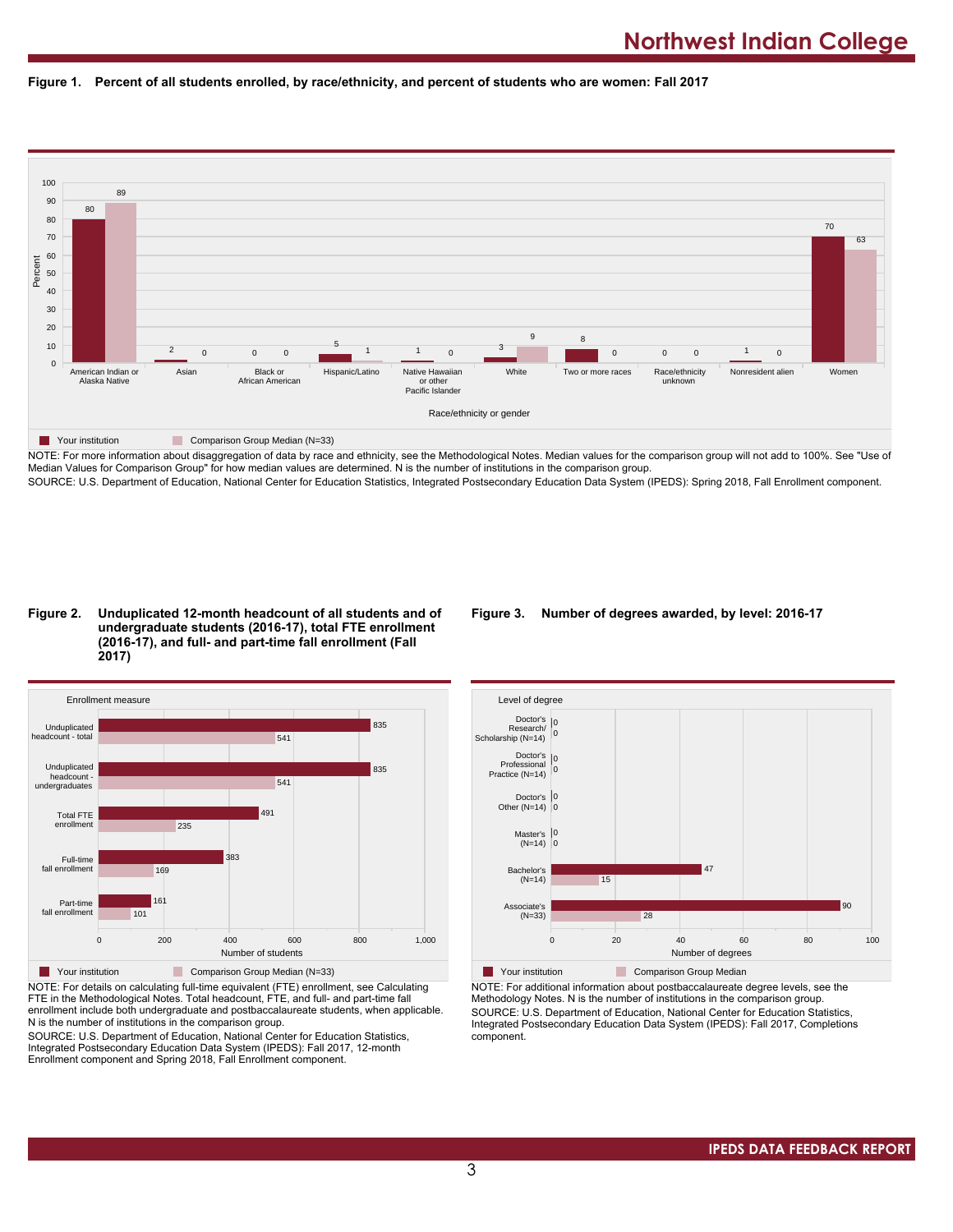# Northwest Indian College

**Figure 1. Percent of all students enrolled, by race/ethnicity, and percent of students who are women: Fall 2017**

| Race/ethnicity or gender | Your institution | Comparison Group Median (N=33) |
|---|---|---|
| American Indian or Alaska Native | 80 | 89 |
| Asian | 2 | 0 |
| Black or African American | 0 | 0 |
| Hispanic/Latino | 5 | 1 |
| Native Hawaiian or other Pacific Islander | 1 | 0 |
| White | 3 | 9 |
| Two or more races | 8 | 0 |
| Race/ethnicity unknown | 0 | 0 |
| Nonresident alien | 1 | 0 |
| Women | 70 | 63 |

NOTE: For more information about disaggregation of data by race and ethnicity, see the Methodological Notes. Median values for the comparison group will not add to 100%. See "Use of Median Values for Comparison Group" for how median values are determined. N is the number of institutions in the comparison group.
SOURCE: U.S. Department of Education, National Center for Education Statistics, Integrated Postsecondary Education Data System (IPEDS): Spring 2018, Fall Enrollment component.

**Figure 2. Unduplicated 12-month headcount of all students and of undergraduate students (2016-17), total FTE enrollment (2016-17), and full- and part-time fall enrollment (Fall 2017)**

| Enrollment measure | Your institution | Comparison Group Median (N=33) |
|---|---|---|
| Unduplicated headcount - total | 835 | 541 |
| Unduplicated headcount - undergraduates | 835 | 541 |
| Total FTE enrollment | 491 | 235 |
| Full-time fall enrollment | 383 | 169 |
| Part-time fall enrollment | 161 | 101 |

NOTE: For details on calculating full-time equivalent (FTE) enrollment, see Calculating FTE in the Methodological Notes. Total headcount, FTE, and full- and part-time fall enrollment include both undergraduate and postbaccalaureate students, when applicable. N is the number of institutions in the comparison group.
SOURCE: U.S. Department of Education, National Center for Education Statistics, Integrated Postsecondary Education Data System (IPEDS): Fall 2017, 12-month Enrollment component and Spring 2018, Fall Enrollment component.

**Figure 3. Number of degrees awarded, by level: 2016-17**

| Level of degree | Your institution | Comparison Group Median |
|---|---|---|
| Doctor's Research/ Scholarship (N=14) | 0 | 0 |
| Doctor's Professional Practice (N=14) | 0 | 0 |
| Doctor's Other (N=14) | 0 | 0 |
| Master's (N=14) | 0 | 0 |
| Bachelor's (N=14) | 47 | 15 |
| Associate's (N=33) | 90 | 28 |

NOTE: For additional information about postbaccalaureate degree levels, see the Methodology Notes. N is the number of institutions in the comparison group.
SOURCE: U.S. Department of Education, National Center for Education Statistics, Integrated Postsecondary Education Data System (IPEDS): Fall 2017, Completions component.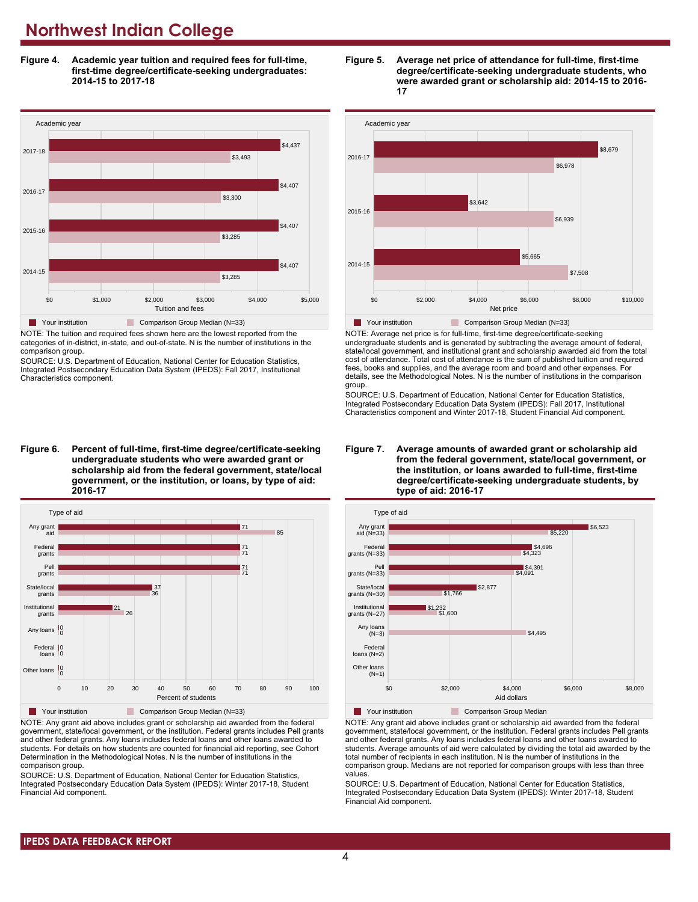# Northwest Indian College

**Figure 4. Academic year tuition and required fees for full-time, first-time degree/certificate-seeking undergraduates: 2014-15 to 2017-18**

| Academic year | Your institution | Comparison Group Median (N=33) |
|---|---|---|
| 2017-18 | $4,437 | $3,493 |
| 2016-17 | $4,407 | $3,300 |
| 2015-16 | $4,407 | $3,285 |
| 2014-15 | $4,407 | $3,285 |

NOTE: The tuition and required fees shown here are the lowest reported from the categories of in-district, in-state, and out-of-state. N is the number of institutions in the comparison group.

SOURCE: U.S. Department of Education, National Center for Education Statistics, Integrated Postsecondary Education Data System (IPEDS): Fall 2017, Institutional Characteristics component.

**Figure 5. Average net price of attendance for full-time, first-time degree/certificate-seeking undergraduate students, who were awarded grant or scholarship aid: 2014-15 to 2016-17**

| Academic year | Your institution | Comparison Group Median (N=33) |
|---|---|---|
| 2016-17 | $8,679 | $6,978 |
| 2015-16 | $3,642 | $6,939 |
| 2014-15 | $5,665 | $7,508 |

NOTE: Average net price is for full-time, first-time degree/certificate-seeking undergraduate students and is generated by subtracting the average amount of federal, state/local government, and institutional grant and scholarship awarded aid from the total cost of attendance. Total cost of attendance is the sum of published tuition and required fees, books and supplies, and the average room and board and other expenses. For details, see the Methodological Notes. N is the number of institutions in the comparison group.

SOURCE: U.S. Department of Education, National Center for Education Statistics, Integrated Postsecondary Education Data System (IPEDS): Fall 2017, Institutional Characteristics component and Winter 2017-18, Student Financial Aid component.

**Figure 6. Percent of full-time, first-time degree/certificate-seeking undergraduate students who were awarded grant or scholarship aid from the federal government, state/local government, or the institution, or loans, by type of aid: 2016-17**

| Type of aid | Your institution | Comparison Group Median (N=33) |
|---|---|---|
| Any grant aid | 71 | 85 |
| Federal grants | 71 | 71 |
| Pell grants | 71 | 71 |
| State/local grants | 37 | 36 |
| Institutional grants | 21 | 26 |
| Any loans | 0 | 0 |
| Federal loans | 0 | 0 |
| Other loans | 0 | 0 |

NOTE: Any grant aid above includes grant or scholarship aid awarded from the federal government, state/local government, or the institution. Federal grants includes Pell grants and other federal grants. Any loans includes federal loans and other loans awarded to students. For details on how students are counted for financial aid reporting, see Cohort Determination in the Methodological Notes. N is the number of institutions in the comparison group.

SOURCE: U.S. Department of Education, National Center for Education Statistics, Integrated Postsecondary Education Data System (IPEDS): Winter 2017-18, Student Financial Aid component.

**Figure 7. Average amounts of awarded grant or scholarship aid from the federal government, state/local government, or the institution, or loans awarded to full-time, first-time degree/certificate-seeking undergraduate students, by type of aid: 2016-17**

| Type of aid | Your institution | Comparison Group Median |
|---|---|---|
| Any grant aid (N=33) | $6,523 | $5,220 |
| Federal grants (N=33) | $4,696 | $4,323 |
| Pell grants (N=33) | $4,391 | $4,091 |
| State/local grants (N=30) | $2,877 | $1,766 |
| Institutional grants (N=27) | $1,232 | $1,600 |
| Any loans (N=3) | | $4,495 |
| Federal loans (N=2) | | |
| Other loans (N=1) | | |

NOTE: Any grant aid above includes grant or scholarship aid awarded from the federal government, state/local government, or the institution. Federal grants includes Pell grants and other federal grants. Any loans includes federal loans and other loans awarded to students. Average amounts of aid were calculated by dividing the total aid awarded by the total number of recipients in each institution. N is the number of institutions in the comparison group. Medians are not reported for comparison groups with less than three values.

SOURCE: U.S. Department of Education, National Center for Education Statistics, Integrated Postsecondary Education Data System (IPEDS): Winter 2017-18, Student Financial Aid component.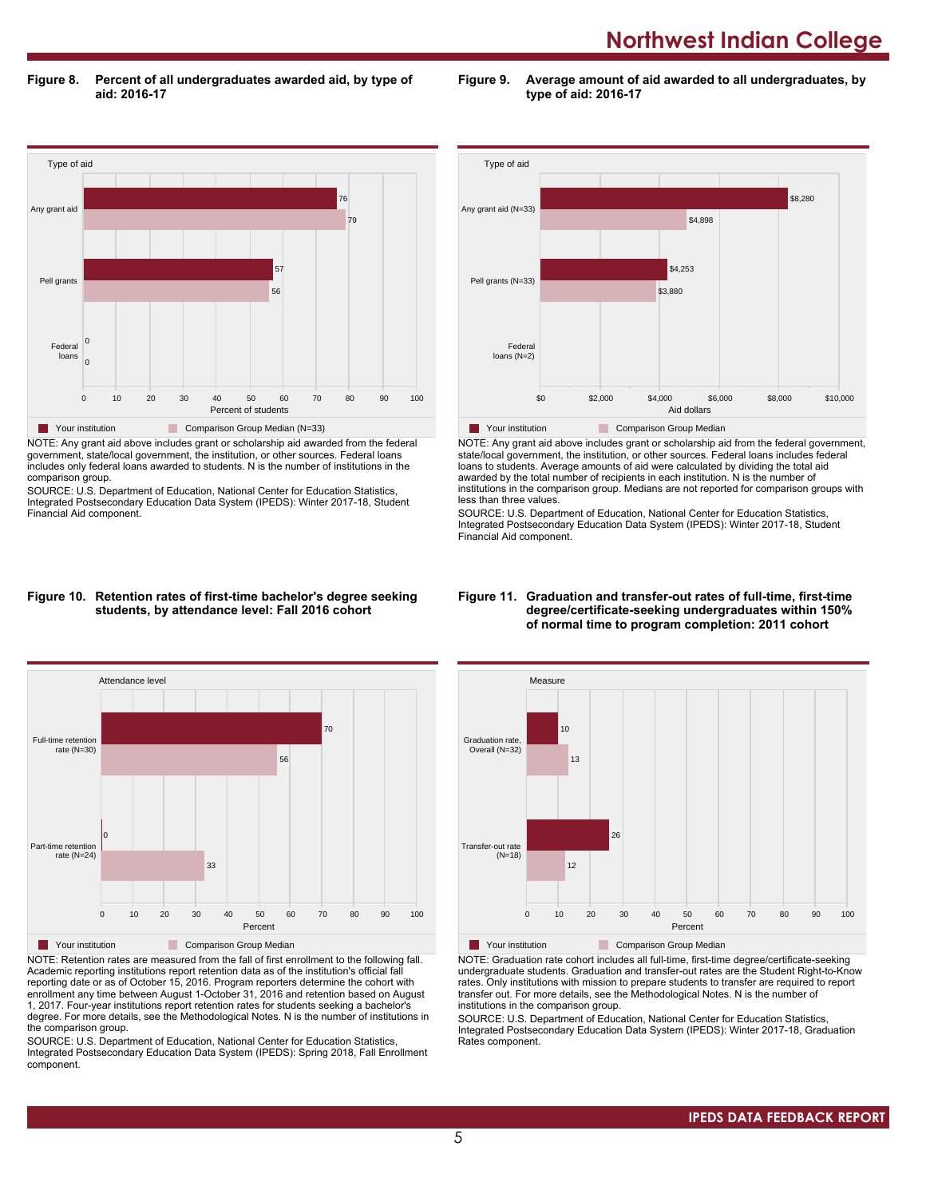## Figure 8. Percent of all undergraduates awarded aid, by type of aid: 2016-17

| Type of aid | Your institution | Comparison Group Median (N=33) |
|---|---|---|
| Any grant aid | 76 | 79 |
| Pell grants | 57 | 56 |
| Federal loans | 0 | 0 |

NOTE: Any grant aid above includes grant or scholarship aid awarded from the federal government, state/local government, the institution, or other sources. Federal loans includes only federal loans awarded to students. N is the number of institutions in the comparison group.

SOURCE: U.S. Department of Education, National Center for Education Statistics, Integrated Postsecondary Education Data System (IPEDS): Winter 2017-18, Student Financial Aid component.

## Figure 9. Average amount of aid awarded to all undergraduates, by type of aid: 2016-17

| Type of aid | Your institution | Comparison Group Median |
|---|---|---|
| Any grant aid (N=33) | $8,280 | $4,898 |
| Pell grants (N=33) | $4,253 | $3,880 |
| Federal loans (N=2) | | |

NOTE: Any grant aid above includes grant or scholarship aid from the federal government, state/local government, the institution, or other sources. Federal loans includes federal loans to students. Average amounts of aid were calculated by dividing the total aid awarded by the total number of recipients in each institution. N is the number of institutions in the comparison group. Medians are not reported for comparison groups with less than three values.

SOURCE: U.S. Department of Education, National Center for Education Statistics, Integrated Postsecondary Education Data System (IPEDS): Winter 2017-18, Student Financial Aid component.

## Figure 10. Retention rates of first-time bachelor's degree seeking students, by attendance level: Fall 2016 cohort

| Attendance level | Your institution | Comparison Group Median |
|---|---|---|
| Full-time retention rate (N=30) | 70 | 56 |
| Part-time retention rate (N=24) | 0 | 33 |

NOTE: Retention rates are measured from the fall of first enrollment to the following fall. Academic reporting institutions report retention data as of the institution's official fall reporting date or as of October 15, 2016. Program reporters determine the cohort with enrollment any time between August 1-October 31, 2016 and retention based on August 1, 2017. Four-year institutions report retention rates for students seeking a bachelor's degree. For more details, see the Methodological Notes. N is the number of institutions in the comparison group.

SOURCE: U.S. Department of Education, National Center for Education Statistics, Integrated Postsecondary Education Data System (IPEDS): Spring 2018, Fall Enrollment component.

## Figure 11. Graduation and transfer-out rates of full-time, first-time degree/certificate-seeking undergraduates within 150% of normal time to program completion: 2011 cohort

| Measure | Your institution | Comparison Group Median |
|---|---|---|
| Graduation rate, Overall (N=32) | 10 | 13 |
| Transfer-out rate (N=18) | 26 | 12 |

NOTE: Graduation rate cohort includes all full-time, first-time degree/certificate-seeking undergraduate students. Graduation and transfer-out rates are the Student Right-to-Know rates. Only institutions with mission to prepare students to transfer are required to report transfer out. For more details, see the Methodological Notes. N is the number of institutions in the comparison group.

SOURCE: U.S. Department of Education, National Center for Education Statistics, Integrated Postsecondary Education Data System (IPEDS): Winter 2017-18, Graduation Rates component.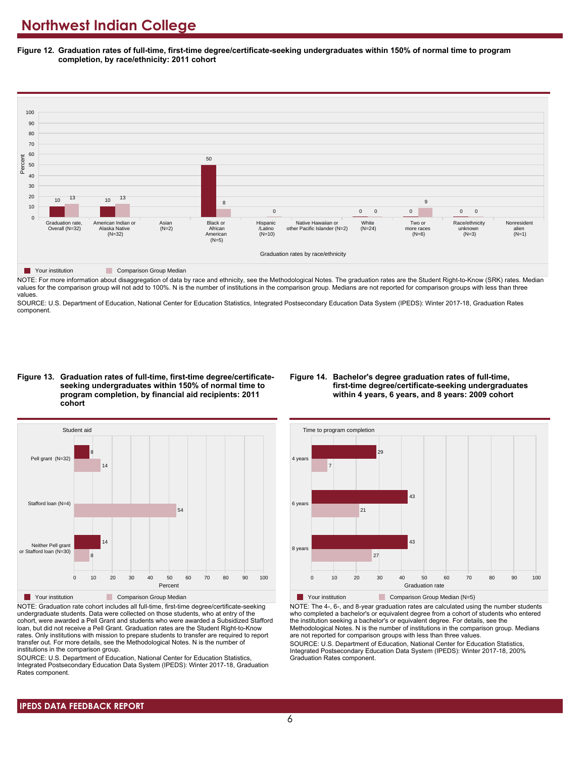# Northwest Indian College

**Figure 12. Graduation rates of full-time, first-time degree/certificate-seeking undergraduates within 150% of normal time to program completion, by race/ethnicity: 2011 cohort**

| Graduation rates by race/ethnicity | Your institution | Comparison Group Median |
| --- | --- | --- |
| Graduation rate, Overall (N=32) | 10 | 13 |
| American Indian or Alaska Native (N=32) | 10 | 13 |
| Asian (N=2) | | |
| Black or African American (N=5) | 50 | 8 |
| Hispanic /Latino (N=10) | | 0 |
| Native Hawaiian or other Pacific Islander (N=2) | | |
| White (N=24) | 0 | 0 |
| Two or more races (N=6) | 0 | 9 |
| Race/ethnicity unknown (N=3) | 0 | 0 |
| Nonresident alien (N=1) | | |

NOTE: For more information about disaggregation of data by race and ethnicity, see the Methodological Notes. The graduation rates are the Student Right-to-Know (SRK) rates. Median values for the comparison group will not add to 100%. N is the number of institutions in the comparison group. Medians are not reported for comparison groups with less than three values.

SOURCE: U.S. Department of Education, National Center for Education Statistics, Integrated Postsecondary Education Data System (IPEDS): Winter 2017-18, Graduation Rates component.

**Figure 13. Graduation rates of full-time, first-time degree/certificate-seeking undergraduates within 150% of normal time to program completion, by financial aid recipients: 2011 cohort**

| Student aid | Your institution | Comparison Group Median |
| --- | --- | --- |
| Pell grant (N=32) | 8 | 14 |
| Stafford loan (N=4) | | 54 |
| Neither Pell grant or Stafford loan (N=30) | 14 | 8 |

NOTE: Graduation rate cohort includes all full-time, first-time degree/certificate-seeking undergraduate students. Data were collected on those students, who at entry of the cohort, were awarded a Pell Grant and students who were awarded a Subsidized Stafford loan, but did not receive a Pell Grant. Graduation rates are the Student Right-to-Know rates. Only institutions with mission to prepare students to transfer are required to report transfer out. For more details, see the Methodological Notes. N is the number of institutions in the comparison group.

SOURCE: U.S. Department of Education, National Center for Education Statistics, Integrated Postsecondary Education Data System (IPEDS): Winter 2017-18, Graduation Rates component.

**Figure 14. Bachelor's degree graduation rates of full-time, first-time degree/certificate-seeking undergraduates within 4 years, 6 years, and 8 years: 2009 cohort**

| Time to program completion | Your institution | Comparison Group Median (N=5) |
| --- | --- | --- |
| 4 years | 29 | 7 |
| 6 years | 43 | 21 |
| 8 years | 43 | 27 |

NOTE: The 4-, 6-, and 8-year graduation rates are calculated using the number students who completed a bachelor's or equivalent degree from a cohort of students who entered the institution seeking a bachelor's or equivalent degree. For details, see the Methodological Notes. N is the number of institutions in the comparison group. Medians are not reported for comparison groups with less than three values.

SOURCE: U.S. Department of Education, National Center for Education Statistics, Integrated Postsecondary Education Data System (IPEDS): Winter 2017-18, 200% Graduation Rates component.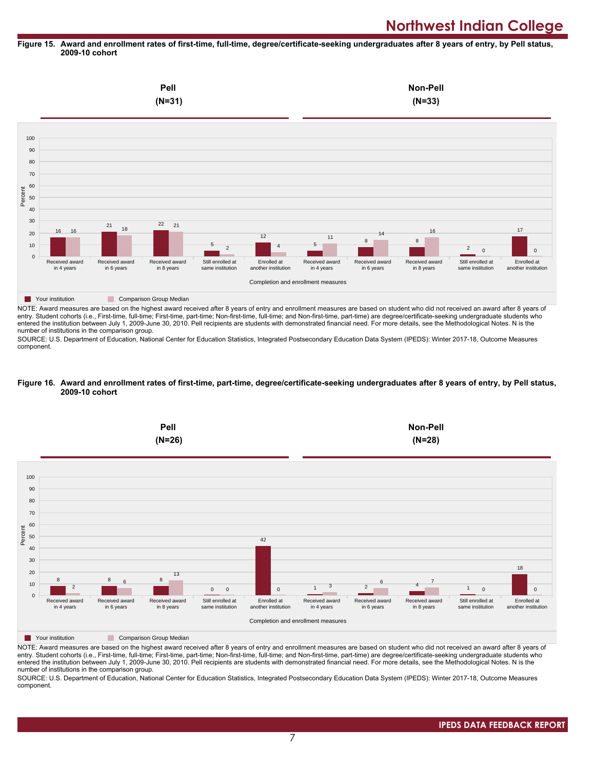Northwest Indian College

**Figure 15. Award and enrollment rates of first-time, full-time, degree/certificate-seeking undergraduates after 8 years of entry, by Pell status, 2009-10 cohort**

| | Pell (N=31) | | Non-Pell (N=33) | |
|---|---|---|---|---|
| Completion and enrollment measures | Your institution | Comparison Group Median | Your institution | Comparison Group Median |
| Received award in 4 years | 16 | 16 | 5 | 11 |
| Received award in 6 years | 21 | 18 | 8 | 14 |
| Received award in 8 years | 22 | 21 | 8 | 16 |
| Still enrolled at same institution | 5 | 2 | 2 | 0 |
| Enrolled at another institution | 12 | 4 | 17 | 0 |

NOTE: Award measures are based on the highest award received after 8 years of entry and enrollment measures are based on student who did not received an award after 8 years of entry. Student cohorts (i.e., First-time, full-time; First-time, part-time; Non-first-time, full-time; and Non-first-time, part-time) are degree/certificate-seeking undergraduate students who entered the institution between July 1, 2009-June 30, 2010. Pell recipients are students with demonstrated financial need. For more details, see the Methodological Notes. N is the number of institutions in the comparison group.

SOURCE: U.S. Department of Education, National Center for Education Statistics, Integrated Postsecondary Education Data System (IPEDS): Winter 2017-18, Outcome Measures component.

**Figure 16. Award and enrollment rates of first-time, part-time, degree/certificate-seeking undergraduates after 8 years of entry, by Pell status, 2009-10 cohort**

| | Pell (N=26) | | Non-Pell (N=28) | |
|---|---|---|---|---|
| Completion and enrollment measures | Your institution | Comparison Group Median | Your institution | Comparison Group Median |
| Received award in 4 years | 8 | 2 | 1 | 3 |
| Received award in 6 years | 8 | 6 | 2 | 6 |
| Received award in 8 years | 8 | 13 | 4 | 7 |
| Still enrolled at same institution | 0 | 0 | 1 | 0 |
| Enrolled at another institution | 42 | 0 | 18 | 0 |

NOTE: Award measures are based on the highest award received after 8 years of entry and enrollment measures are based on student who did not received an award after 8 years of entry. Student cohorts (i.e., First-time, full-time; First-time, part-time; Non-first-time, full-time; and Non-first-time, part-time) are degree/certificate-seeking undergraduate students who entered the institution between July 1, 2009-June 30, 2010. Pell recipients are students with demonstrated financial need. For more details, see the Methodological Notes. N is the number of institutions in the comparison group.

SOURCE: U.S. Department of Education, National Center for Education Statistics, Integrated Postsecondary Education Data System (IPEDS): Winter 2017-18, Outcome Measures component.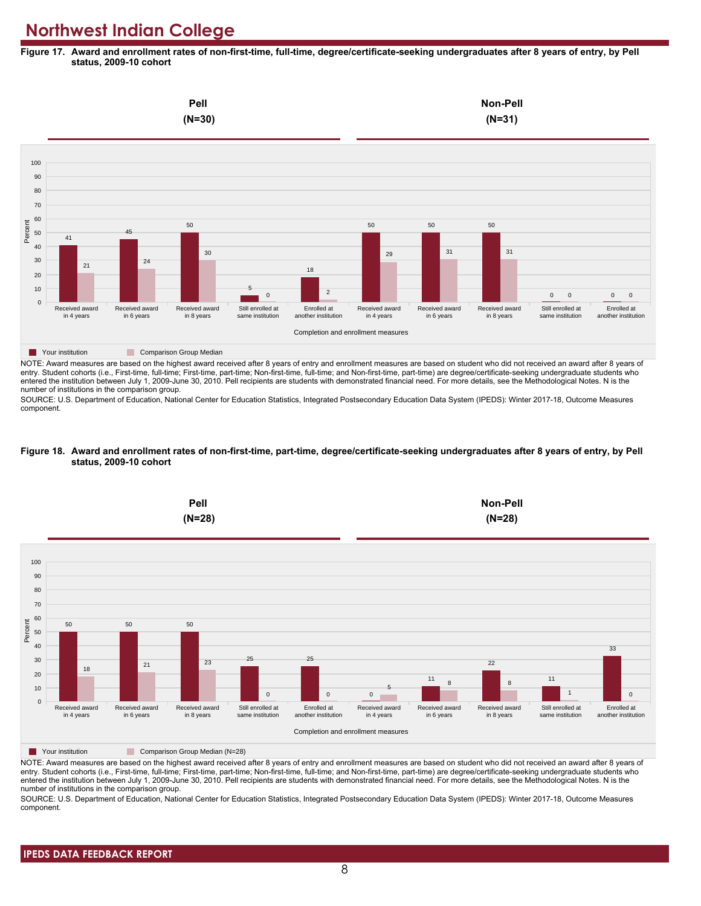# Northwest Indian College

**Figure 17. Award and enrollment rates of non-first-time, full-time, degree/certificate-seeking undergraduates after 8 years of entry, by Pell status, 2009-10 cohort**

| Completion and enrollment measures | Pell (N=30): Your institution | Pell (N=30): Comparison Group Median | Non-Pell (N=31): Your institution | Non-Pell (N=31): Comparison Group Median |
|---|---|---|---|---|
| Received award in 4 years | 41 | 21 | 50 | 29 |
| Received award in 6 years | 45 | 24 | 50 | 31 |
| Received award in 8 years | 50 | 30 | 50 | 31 |
| Still enrolled at same institution | 5 | 0 | 0 | 0 |
| Enrolled at another institution | 18 | 2 | 0 | 0 |

NOTE: Award measures are based on the highest award received after 8 years of entry and enrollment measures are based on student who did not received an award after 8 years of entry. Student cohorts (i.e., First-time, full-time; First-time, part-time; Non-first-time, full-time; and Non-first-time, part-time) are degree/certificate-seeking undergraduate students who entered the institution between July 1, 2009-June 30, 2010. Pell recipients are students with demonstrated financial need. For more details, see the Methodological Notes. N is the number of institutions in the comparison group.

SOURCE: U.S. Department of Education, National Center for Education Statistics, Integrated Postsecondary Education Data System (IPEDS): Winter 2017-18, Outcome Measures component.

**Figure 18. Award and enrollment rates of non-first-time, part-time, degree/certificate-seeking undergraduates after 8 years of entry, by Pell status, 2009-10 cohort**

| Completion and enrollment measures | Pell (N=28): Your institution | Pell (N=28): Comparison Group Median (N=28) | Non-Pell (N=28): Your institution | Non-Pell (N=28): Comparison Group Median (N=28) |
|---|---|---|---|---|
| Received award in 4 years | 50 | 18 | 0 | 5 |
| Received award in 6 years | 50 | 21 | 11 | 8 |
| Received award in 8 years | 50 | 23 | 22 | 8 |
| Still enrolled at same institution | 25 | 0 | 11 | 1 |
| Enrolled at another institution | 25 | 0 | 33 | 0 |

NOTE: Award measures are based on the highest award received after 8 years of entry and enrollment measures are based on student who did not received an award after 8 years of entry. Student cohorts (i.e., First-time, full-time; First-time, part-time; Non-first-time, full-time; and Non-first-time, part-time) are degree/certificate-seeking undergraduate students who entered the institution between July 1, 2009-June 30, 2010. Pell recipients are students with demonstrated financial need. For more details, see the Methodological Notes. N is the number of institutions in the comparison group.

SOURCE: U.S. Department of Education, National Center for Education Statistics, Integrated Postsecondary Education Data System (IPEDS): Winter 2017-18, Outcome Measures component.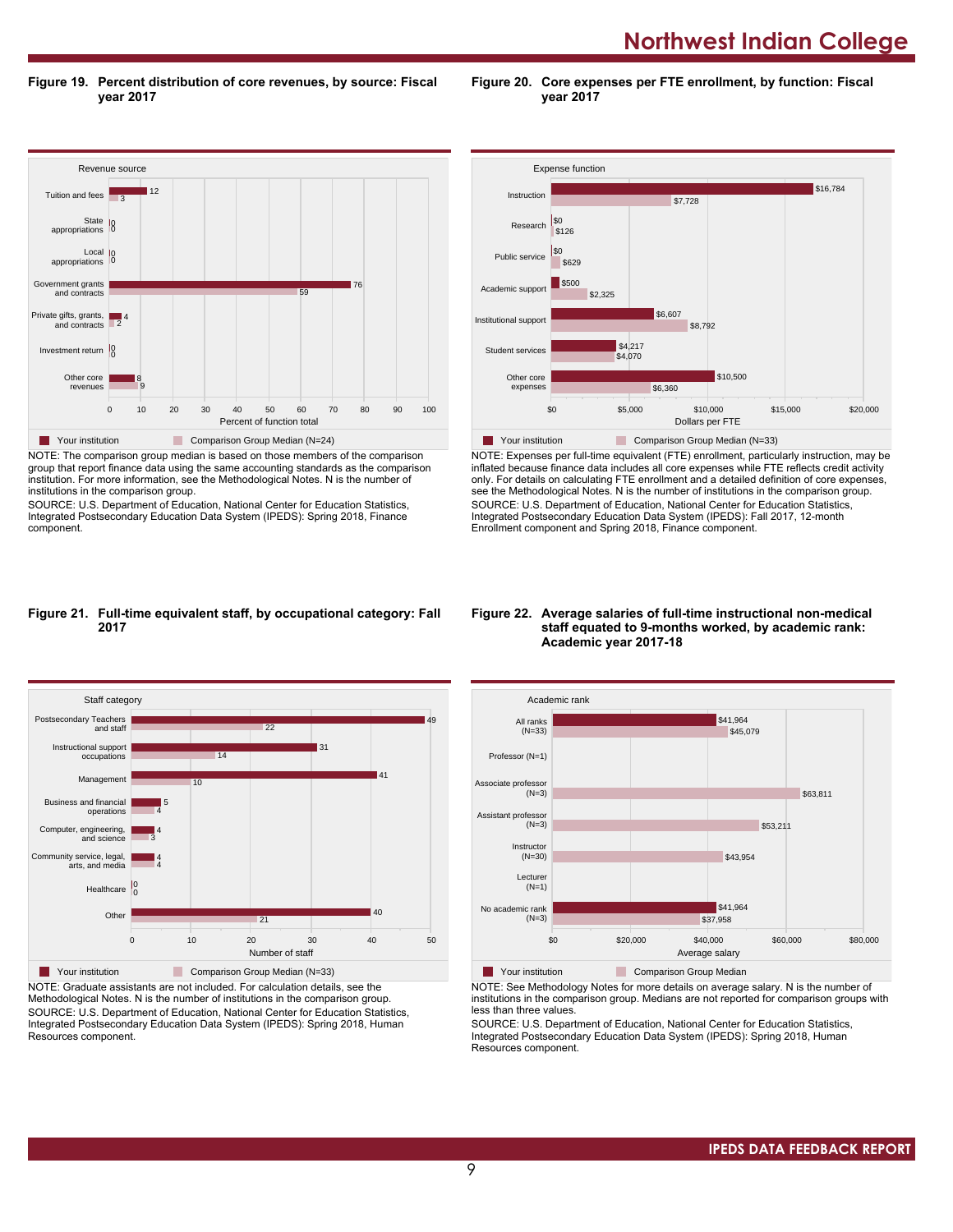**Figure 19. Percent distribution of core revenues, by source: Fiscal year 2017**

| Revenue source | Your institution | Comparison Group Median (N=24) |
|---|---|---|
| Tuition and fees | 12 | 3 |
| State appropriations | 0 | 0 |
| Local appropriations | 0 | 0 |
| Government grants and contracts | 76 | 59 |
| Private gifts, grants, and contracts | 4 | 2 |
| Investment return | 0 | 0 |
| Other core revenues | 8 | 9 |

Percent of function total

NOTE: The comparison group median is based on those members of the comparison group that report finance data using the same accounting standards as the comparison institution. For more information, see the Methodological Notes. N is the number of institutions in the comparison group.
SOURCE: U.S. Department of Education, National Center for Education Statistics, Integrated Postsecondary Education Data System (IPEDS): Spring 2018, Finance component.

**Figure 20. Core expenses per FTE enrollment, by function: Fiscal year 2017**

| Expense function | Your institution | Comparison Group Median (N=33) |
|---|---|---|
| Instruction | $16,784 | $7,728 |
| Research | $0 | $126 |
| Public service | $0 | $629 |
| Academic support | $500 | $2,325 |
| Institutional support | $6,607 | $8,792 |
| Student services | $4,217 | $4,070 |
| Other core expenses | $10,500 | $6,360 |

Dollars per FTE

NOTE: Expenses per full-time equivalent (FTE) enrollment, particularly instruction, may be inflated because finance data includes all core expenses while FTE reflects credit activity only. For details on calculating FTE enrollment and a detailed definition of core expenses, see the Methodological Notes. N is the number of institutions in the comparison group.
SOURCE: U.S. Department of Education, National Center for Education Statistics, Integrated Postsecondary Education Data System (IPEDS): Fall 2017, 12-month Enrollment component and Spring 2018, Finance component.

**Figure 21. Full-time equivalent staff, by occupational category: Fall 2017**

| Staff category | Your institution | Comparison Group Median (N=33) |
|---|---|---|
| Postsecondary Teachers and staff | 49 | 22 |
| Instructional support occupations | 31 | 14 |
| Management | 41 | 10 |
| Business and financial operations | 5 | 4 |
| Computer, engineering, and science | 4 | 3 |
| Community service, legal, arts, and media | 4 | 4 |
| Healthcare | 0 | 0 |
| Other | 40 | 21 |

Number of staff

NOTE: Graduate assistants are not included. For calculation details, see the Methodological Notes. N is the number of institutions in the comparison group.
SOURCE: U.S. Department of Education, National Center for Education Statistics, Integrated Postsecondary Education Data System (IPEDS): Spring 2018, Human Resources component.

**Figure 22. Average salaries of full-time instructional non-medical staff equated to 9-months worked, by academic rank: Academic year 2017-18**

| Academic rank | Your institution | Comparison Group Median |
|---|---|---|
| All ranks (N=33) | $41,964 | $45,079 |
| Professor (N=1) | | |
| Associate professor (N=3) | | $63,811 |
| Assistant professor (N=3) | | $53,211 |
| Instructor (N=30) | | $43,954 |
| Lecturer (N=1) | | |
| No academic rank (N=3) | $41,964 | $37,958 |

Average salary

NOTE: See Methodology Notes for more details on average salary. N is the number of institutions in the comparison group. Medians are not reported for comparison groups with less than three values.
SOURCE: U.S. Department of Education, National Center for Education Statistics, Integrated Postsecondary Education Data System (IPEDS): Spring 2018, Human Resources component.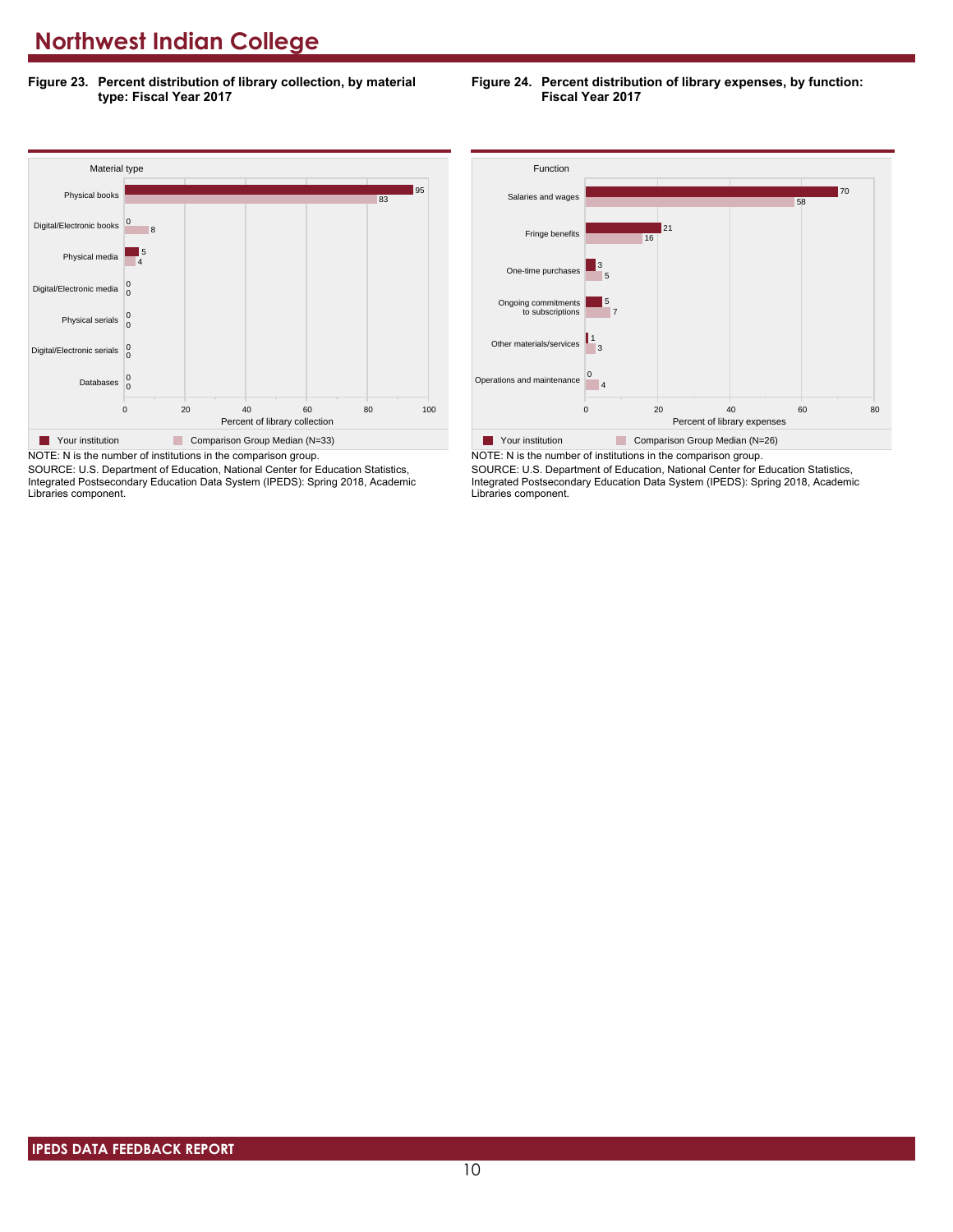# Northwest Indian College

**Figure 23. Percent distribution of library collection, by material type: Fiscal Year 2017**

| Material type | Your institution | Comparison Group Median (N=33) |
|---|---|---|
| Physical books | 95 | 83 |
| Digital/Electronic books | 0 | 8 |
| Physical media | 5 | 4 |
| Digital/Electronic media | 0 | 0 |
| Physical serials | 0 | 0 |
| Digital/Electronic serials | 0 | 0 |
| Databases | 0 | 0 |

Percent of library collection

NOTE: N is the number of institutions in the comparison group.
SOURCE: U.S. Department of Education, National Center for Education Statistics, Integrated Postsecondary Education Data System (IPEDS): Spring 2018, Academic Libraries component.

**Figure 24. Percent distribution of library expenses, by function: Fiscal Year 2017**

| Function | Your institution | Comparison Group Median (N=26) |
|---|---|---|
| Salaries and wages | 70 | 58 |
| Fringe benefits | 21 | 16 |
| One-time purchases | 3 | 5 |
| Ongoing commitments to subscriptions | 5 | 7 |
| Other materials/services | 1 | 3 |
| Operations and maintenance | 0 | 4 |

Percent of library expenses

NOTE: N is the number of institutions in the comparison group.
SOURCE: U.S. Department of Education, National Center for Education Statistics, Integrated Postsecondary Education Data System (IPEDS): Spring 2018, Academic Libraries component.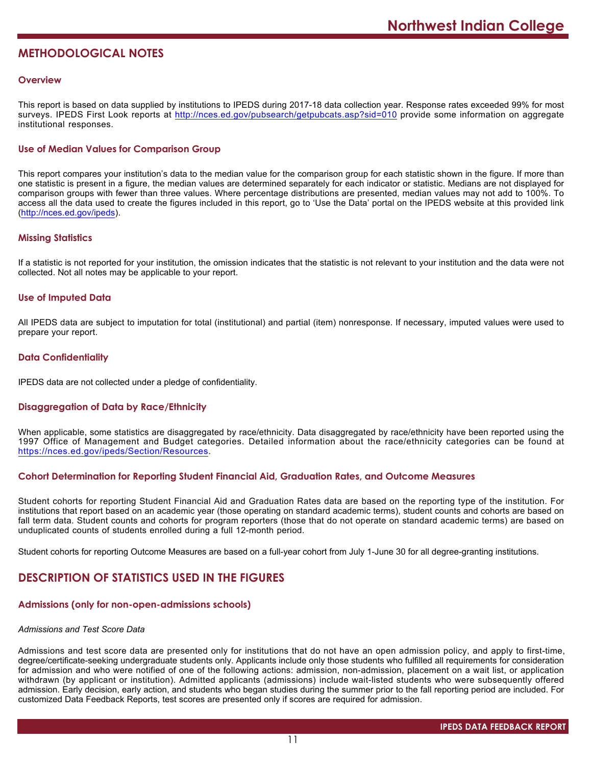# METHODOLOGICAL NOTES

### Overview

This report is based on data supplied by institutions to IPEDS during 2017-18 data collection year. Response rates exceeded 99% for most surveys. IPEDS First Look reports at http://nces.ed.gov/pubsearch/getpubcats.asp?sid=010 provide some information on aggregate institutional responses.

### Use of Median Values for Comparison Group

This report compares your institution's data to the median value for the comparison group for each statistic shown in the figure. If more than one statistic is present in a figure, the median values are determined separately for each indicator or statistic. Medians are not displayed for comparison groups with fewer than three values. Where percentage distributions are presented, median values may not add to 100%. To access all the data used to create the figures included in this report, go to 'Use the Data' portal on the IPEDS website at this provided link (http://nces.ed.gov/ipeds).

### Missing Statistics

If a statistic is not reported for your institution, the omission indicates that the statistic is not relevant to your institution and the data were not collected. Not all notes may be applicable to your report.

### Use of Imputed Data

All IPEDS data are subject to imputation for total (institutional) and partial (item) nonresponse. If necessary, imputed values were used to prepare your report.

### Data Confidentiality

IPEDS data are not collected under a pledge of confidentiality.

### Disaggregation of Data by Race/Ethnicity

When applicable, some statistics are disaggregated by race/ethnicity. Data disaggregated by race/ethnicity have been reported using the 1997 Office of Management and Budget categories. Detailed information about the race/ethnicity categories can be found at https://nces.ed.gov/ipeds/Section/Resources.

### Cohort Determination for Reporting Student Financial Aid, Graduation Rates, and Outcome Measures

Student cohorts for reporting Student Financial Aid and Graduation Rates data are based on the reporting type of the institution. For institutions that report based on an academic year (those operating on standard academic terms), student counts and cohorts are based on fall term data. Student counts and cohorts for program reporters (those that do not operate on standard academic terms) are based on unduplicated counts of students enrolled during a full 12-month period.

Student cohorts for reporting Outcome Measures are based on a full-year cohort from July 1-June 30 for all degree-granting institutions.

# DESCRIPTION OF STATISTICS USED IN THE FIGURES

### Admissions (only for non-open-admissions schools)

*Admissions and Test Score Data*

Admissions and test score data are presented only for institutions that do not have an open admission policy, and apply to first-time, degree/certificate-seeking undergraduate students only. Applicants include only those students who fulfilled all requirements for consideration for admission and who were notified of one of the following actions: admission, non-admission, placement on a wait list, or application withdrawn (by applicant or institution). Admitted applicants (admissions) include wait-listed students who were subsequently offered admission. Early decision, early action, and students who began studies during the summer prior to the fall reporting period are included. For customized Data Feedback Reports, test scores are presented only if scores are required for admission.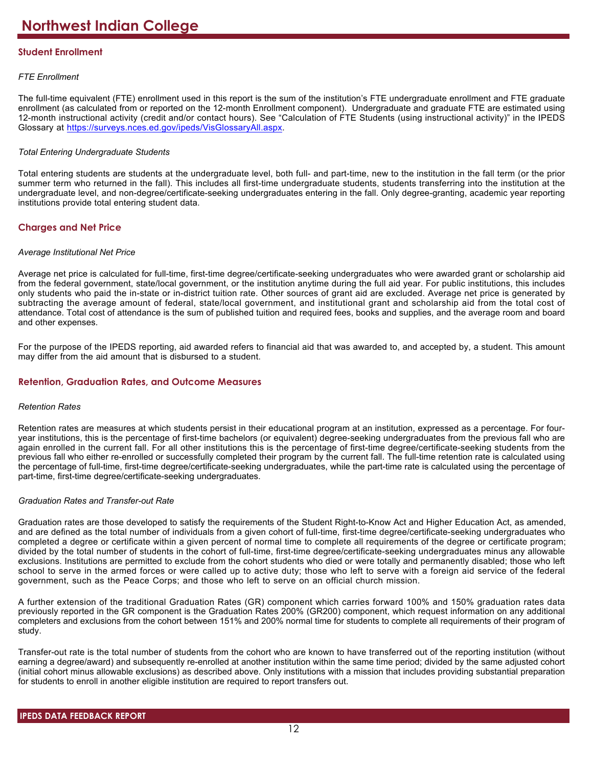# Northwest Indian College

## Student Enrollment

### *FTE Enrollment*

The full-time equivalent (FTE) enrollment used in this report is the sum of the institution's FTE undergraduate enrollment and FTE graduate enrollment (as calculated from or reported on the 12-month Enrollment component). Undergraduate and graduate FTE are estimated using 12-month instructional activity (credit and/or contact hours). See "Calculation of FTE Students (using instructional activity)" in the IPEDS Glossary at https://surveys.nces.ed.gov/ipeds/VisGlossaryAll.aspx.

### *Total Entering Undergraduate Students*

Total entering students are students at the undergraduate level, both full- and part-time, new to the institution in the fall term (or the prior summer term who returned in the fall). This includes all first-time undergraduate students, students transferring into the institution at the undergraduate level, and non-degree/certificate-seeking undergraduates entering in the fall. Only degree-granting, academic year reporting institutions provide total entering student data.

## Charges and Net Price

### *Average Institutional Net Price*

Average net price is calculated for full-time, first-time degree/certificate-seeking undergraduates who were awarded grant or scholarship aid from the federal government, state/local government, or the institution anytime during the full aid year. For public institutions, this includes only students who paid the in-state or in-district tuition rate. Other sources of grant aid are excluded. Average net price is generated by subtracting the average amount of federal, state/local government, and institutional grant and scholarship aid from the total cost of attendance. Total cost of attendance is the sum of published tuition and required fees, books and supplies, and the average room and board and other expenses.

For the purpose of the IPEDS reporting, aid awarded refers to financial aid that was awarded to, and accepted by, a student. This amount may differ from the aid amount that is disbursed to a student.

## Retention, Graduation Rates, and Outcome Measures

### *Retention Rates*

Retention rates are measures at which students persist in their educational program at an institution, expressed as a percentage. For four-year institutions, this is the percentage of first-time bachelors (or equivalent) degree-seeking undergraduates from the previous fall who are again enrolled in the current fall. For all other institutions this is the percentage of first-time degree/certificate-seeking students from the previous fall who either re-enrolled or successfully completed their program by the current fall. The full-time retention rate is calculated using the percentage of full-time, first-time degree/certificate-seeking undergraduates, while the part-time rate is calculated using the percentage of part-time, first-time degree/certificate-seeking undergraduates.

### *Graduation Rates and Transfer-out Rate*

Graduation rates are those developed to satisfy the requirements of the Student Right-to-Know Act and Higher Education Act, as amended, and are defined as the total number of individuals from a given cohort of full-time, first-time degree/certificate-seeking undergraduates who completed a degree or certificate within a given percent of normal time to complete all requirements of the degree or certificate program; divided by the total number of students in the cohort of full-time, first-time degree/certificate-seeking undergraduates minus any allowable exclusions. Institutions are permitted to exclude from the cohort students who died or were totally and permanently disabled; those who left school to serve in the armed forces or were called up to active duty; those who left to serve with a foreign aid service of the federal government, such as the Peace Corps; and those who left to serve on an official church mission.

A further extension of the traditional Graduation Rates (GR) component which carries forward 100% and 150% graduation rates data previously reported in the GR component is the Graduation Rates 200% (GR200) component, which request information on any additional completers and exclusions from the cohort between 151% and 200% normal time for students to complete all requirements of their program of study.

Transfer-out rate is the total number of students from the cohort who are known to have transferred out of the reporting institution (without earning a degree/award) and subsequently re-enrolled at another institution within the same time period; divided by the same adjusted cohort (initial cohort minus allowable exclusions) as described above. Only institutions with a mission that includes providing substantial preparation for students to enroll in another eligible institution are required to report transfers out.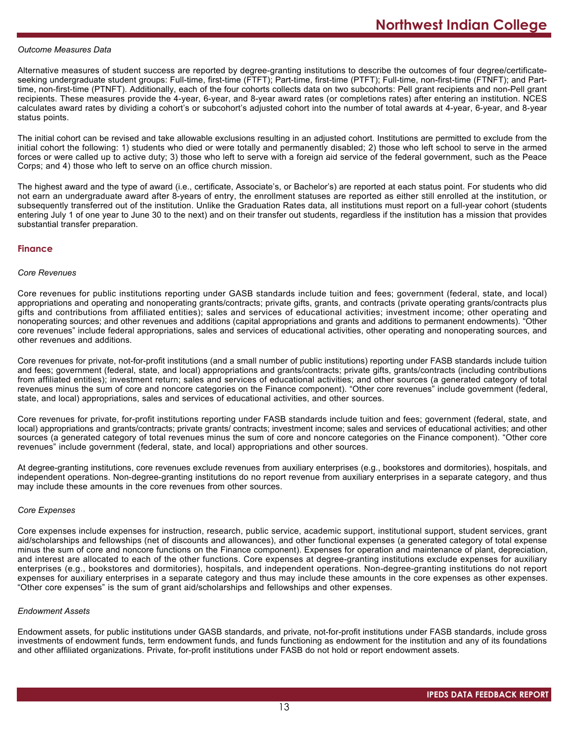*Outcome Measures Data*

Alternative measures of student success are reported by degree-granting institutions to describe the outcomes of four degree/certificate-seeking undergraduate student groups: Full-time, first-time (FTFT); Part-time, first-time (PTFT); Full-time, non-first-time (FTNFT); and Part-time, non-first-time (PTNFT). Additionally, each of the four cohorts collects data on two subcohorts: Pell grant recipients and non-Pell grant recipients. These measures provide the 4-year, 6-year, and 8-year award rates (or completions rates) after entering an institution. NCES calculates award rates by dividing a cohort's or subcohort's adjusted cohort into the number of total awards at 4-year, 6-year, and 8-year status points.

The initial cohort can be revised and take allowable exclusions resulting in an adjusted cohort. Institutions are permitted to exclude from the initial cohort the following: 1) students who died or were totally and permanently disabled; 2) those who left school to serve in the armed forces or were called up to active duty; 3) those who left to serve with a foreign aid service of the federal government, such as the Peace Corps; and 4) those who left to serve on an office church mission.

The highest award and the type of award (i.e., certificate, Associate's, or Bachelor's) are reported at each status point. For students who did not earn an undergraduate award after 8-years of entry, the enrollment statuses are reported as either still enrolled at the institution, or subsequently transferred out of the institution. Unlike the Graduation Rates data, all institutions must report on a full-year cohort (students entering July 1 of one year to June 30 to the next) and on their transfer out students, regardless if the institution has a mission that provides substantial transfer preparation.

## Finance

*Core Revenues*

Core revenues for public institutions reporting under GASB standards include tuition and fees; government (federal, state, and local) appropriations and operating and nonoperating grants/contracts; private gifts, grants, and contracts (private operating grants/contracts plus gifts and contributions from affiliated entities); sales and services of educational activities; investment income; other operating and nonoperating sources; and other revenues and additions (capital appropriations and grants and additions to permanent endowments). "Other core revenues" include federal appropriations, sales and services of educational activities, other operating and nonoperating sources, and other revenues and additions.

Core revenues for private, not-for-profit institutions (and a small number of public institutions) reporting under FASB standards include tuition and fees; government (federal, state, and local) appropriations and grants/contracts; private gifts, grants/contracts (including contributions from affiliated entities); investment return; sales and services of educational activities; and other sources (a generated category of total revenues minus the sum of core and noncore categories on the Finance component). "Other core revenues" include government (federal, state, and local) appropriations, sales and services of educational activities, and other sources.

Core revenues for private, for-profit institutions reporting under FASB standards include tuition and fees; government (federal, state, and local) appropriations and grants/contracts; private grants/ contracts; investment income; sales and services of educational activities; and other sources (a generated category of total revenues minus the sum of core and noncore categories on the Finance component). "Other core revenues" include government (federal, state, and local) appropriations and other sources.

At degree-granting institutions, core revenues exclude revenues from auxiliary enterprises (e.g., bookstores and dormitories), hospitals, and independent operations. Non-degree-granting institutions do no report revenue from auxiliary enterprises in a separate category, and thus may include these amounts in the core revenues from other sources.

*Core Expenses*

Core expenses include expenses for instruction, research, public service, academic support, institutional support, student services, grant aid/scholarships and fellowships (net of discounts and allowances), and other functional expenses (a generated category of total expense minus the sum of core and noncore functions on the Finance component). Expenses for operation and maintenance of plant, depreciation, and interest are allocated to each of the other functions. Core expenses at degree-granting institutions exclude expenses for auxiliary enterprises (e.g., bookstores and dormitories), hospitals, and independent operations. Non-degree-granting institutions do not report expenses for auxiliary enterprises in a separate category and thus may include these amounts in the core expenses as other expenses. "Other core expenses" is the sum of grant aid/scholarships and fellowships and other expenses.

*Endowment Assets*

Endowment assets, for public institutions under GASB standards, and private, not-for-profit institutions under FASB standards, include gross investments of endowment funds, term endowment funds, and funds functioning as endowment for the institution and any of its foundations and other affiliated organizations. Private, for-profit institutions under FASB do not hold or report endowment assets.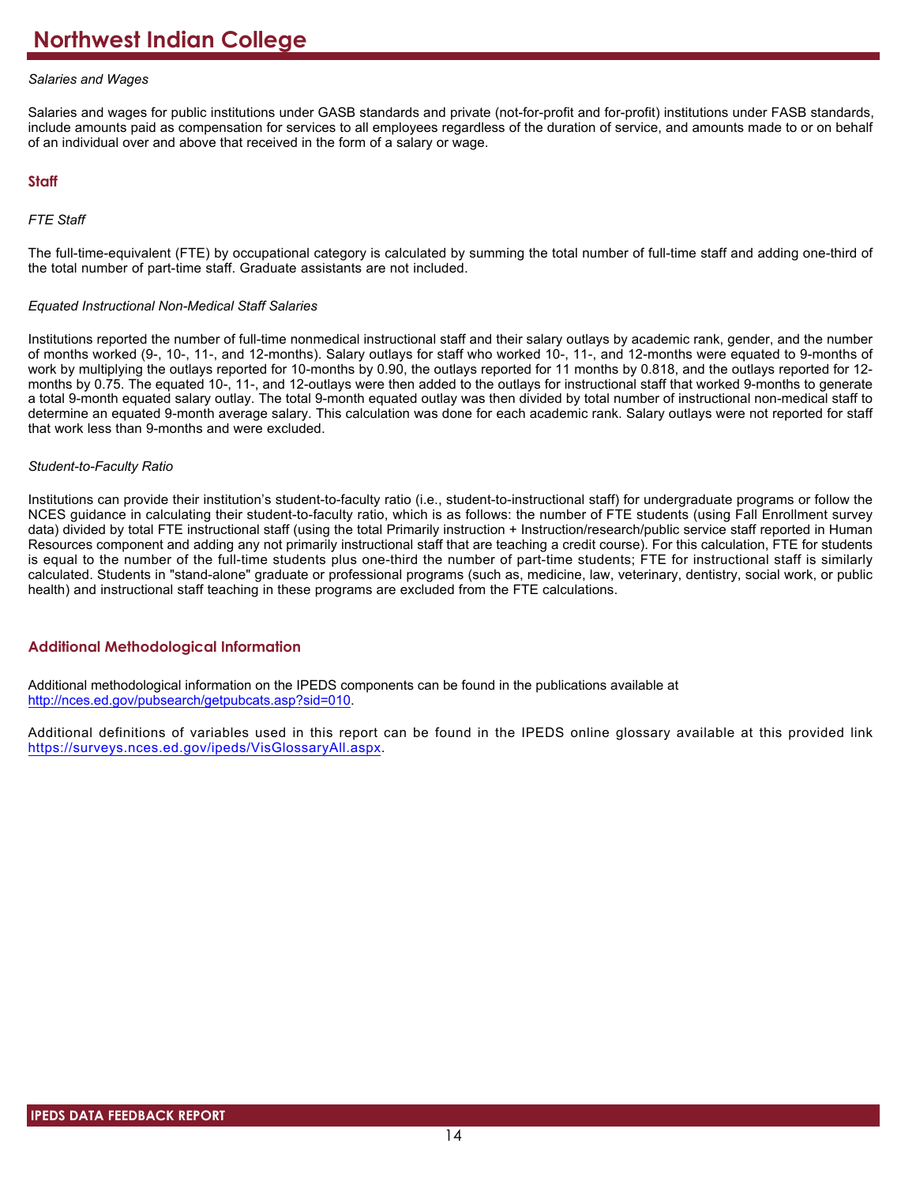*Salaries and Wages*

Salaries and wages for public institutions under GASB standards and private (not-for-profit and for-profit) institutions under FASB standards, include amounts paid as compensation for services to all employees regardless of the duration of service, and amounts made to or on behalf of an individual over and above that received in the form of a salary or wage.

### Staff

*FTE Staff*

The full-time-equivalent (FTE) by occupational category is calculated by summing the total number of full-time staff and adding one-third of the total number of part-time staff. Graduate assistants are not included.

*Equated Instructional Non-Medical Staff Salaries*

Institutions reported the number of full-time nonmedical instructional staff and their salary outlays by academic rank, gender, and the number of months worked (9-, 10-, 11-, and 12-months). Salary outlays for staff who worked 10-, 11-, and 12-months were equated to 9-months of work by multiplying the outlays reported for 10-months by 0.90, the outlays reported for 11 months by 0.818, and the outlays reported for 12-months by 0.75. The equated 10-, 11-, and 12-outlays were then added to the outlays for instructional staff that worked 9-months to generate a total 9-month equated salary outlay. The total 9-month equated outlay was then divided by total number of instructional non-medical staff to determine an equated 9-month average salary. This calculation was done for each academic rank. Salary outlays were not reported for staff that work less than 9-months and were excluded.

*Student-to-Faculty Ratio*

Institutions can provide their institution's student-to-faculty ratio (i.e., student-to-instructional staff) for undergraduate programs or follow the NCES guidance in calculating their student-to-faculty ratio, which is as follows: the number of FTE students (using Fall Enrollment survey data) divided by total FTE instructional staff (using the total Primarily instruction + Instruction/research/public service staff reported in Human Resources component and adding any not primarily instructional staff that are teaching a credit course). For this calculation, FTE for students is equal to the number of the full-time students plus one-third the number of part-time students; FTE for instructional staff is similarly calculated. Students in "stand-alone" graduate or professional programs (such as, medicine, law, veterinary, dentistry, social work, or public health) and instructional staff teaching in these programs are excluded from the FTE calculations.

## Additional Methodological Information

Additional methodological information on the IPEDS components can be found in the publications available at http://nces.ed.gov/pubsearch/getpubcats.asp?sid=010.

Additional definitions of variables used in this report can be found in the IPEDS online glossary available at this provided link https://surveys.nces.ed.gov/ipeds/VisGlossaryAll.aspx.